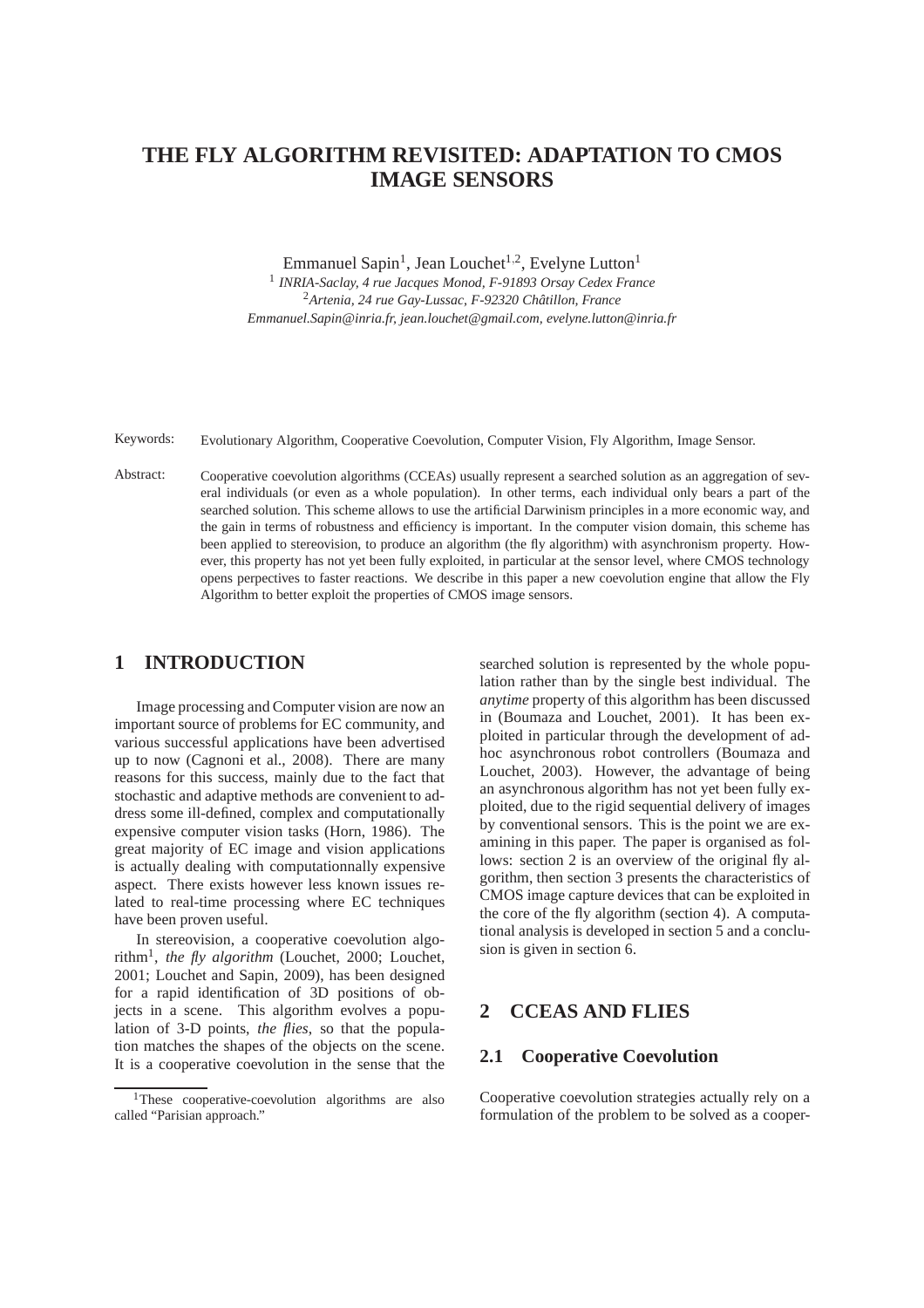# THE FLY ALGORITHM REVISITED: ADAPTATION TO CMOS IMAGE SENSORS

Emmanuel Sapin[1], Jean Louchet[1,2], Evelyne Lutton[1]

[1] *INRIA-Saclay, 4 rue Jacques Monod, F-91893 Orsay Cedex France*
[2]*Artenia, 24 rue Gay-Lussac, F-92320 Châtillon, France*
*Emmanuel.Sapin@inria.fr, jean.louchet@gmail.com, evelyne.lutton@inria.fr*

Keywords: Evolutionary Algorithm, Cooperative Coevolution, Computer Vision, Fly Algorithm, Image Sensor.

Abstract: Cooperative coevolution algorithms (CCEAs) usually represent a searched solution as an aggregation of several individuals (or even as a whole population). In other terms, each individual only bears a part of the searched solution. This scheme allows to use the artificial Darwinism principles in a more economic way, and the gain in terms of robustness and efficiency is important. In the computer vision domain, this scheme has been applied to stereovision, to produce an algorithm (the fly algorithm) with asynchronism property. However, this property has not yet been fully exploited, in particular at the sensor level, where CMOS technology opens perpectives to faster reactions. We describe in this paper a new coevolution engine that allow the Fly Algorithm to better exploit the properties of CMOS image sensors.

## 1 INTRODUCTION

Image processing and Computer vision are now an important source of problems for EC community, and various successful applications have been advertised up to now (Cagnoni et al., 2008). There are many reasons for this success, mainly due to the fact that stochastic and adaptive methods are convenient to address some ill-defined, complex and computationally expensive computer vision tasks (Horn, 1986). The great majority of EC image and vision applications is actually dealing with computationnally expensive aspect. There exists however less known issues related to real-time processing where EC techniques have been proven useful.

In stereovision, a cooperative coevolution algorithm[1], *the fly algorithm* (Louchet, 2000; Louchet, 2001; Louchet and Sapin, 2009), has been designed for a rapid identification of 3D positions of objects in a scene. This algorithm evolves a population of 3-D points, *the flies*, so that the population matches the shapes of the objects on the scene. It is a cooperative coevolution in the sense that the searched solution is represented by the whole population rather than by the single best individual. The *anytime* property of this algorithm has been discussed in (Boumaza and Louchet, 2001). It has been exploited in particular through the development of ad-hoc asynchronous robot controllers (Boumaza and Louchet, 2003). However, the advantage of being an asynchronous algorithm has not yet been fully exploited, due to the rigid sequential delivery of images by conventional sensors. This is the point we are examining in this paper. The paper is organised as follows: section 2 is an overview of the original fly algorithm, then section 3 presents the characteristics of CMOS image capture devices that can be exploited in the core of the fly algorithm (section 4). A computational analysis is developed in section 5 and a conclusion is given in section 6.

[1]These cooperative-coevolution algorithms are also called "Parisian approach."

## 2 CCEAS AND FLIES

### 2.1 Cooperative Coevolution

Cooperative coevolution strategies actually rely on a formulation of the problem to be solved as a cooper-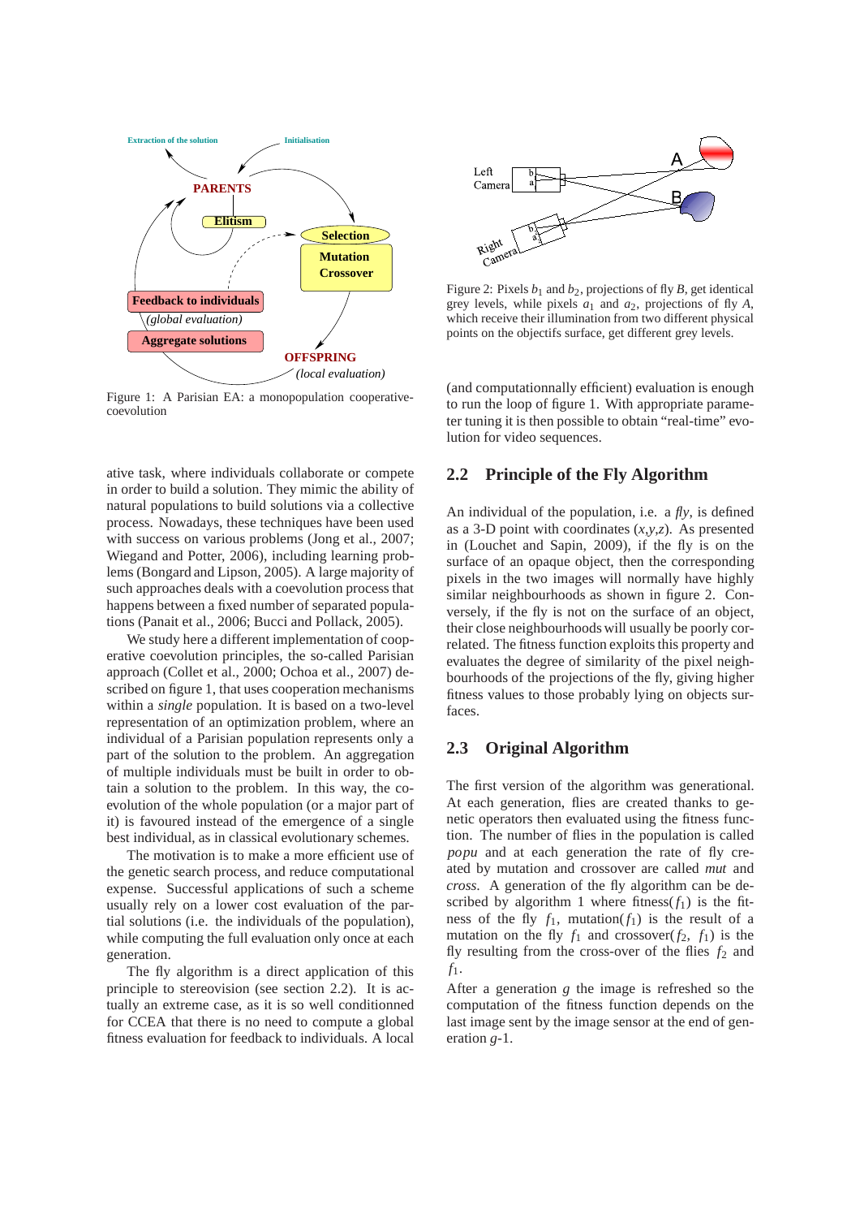Figure 1: A Parisian EA: a monopopulation cooperative-coevolution

ative task, where individuals collaborate or compete in order to build a solution. They mimic the ability of natural populations to build solutions via a collective process. Nowadays, these techniques have been used with success on various problems (Jong et al., 2007; Wiegand and Potter, 2006), including learning problems (Bongard and Lipson, 2005). A large majority of such approaches deals with a coevolution process that happens between a fixed number of separated populations (Panait et al., 2006; Bucci and Pollack, 2005).

We study here a different implementation of cooperative coevolution principles, the so-called Parisian approach (Collet et al., 2000; Ochoa et al., 2007) described on figure 1, that uses cooperation mechanisms within a *single* population. It is based on a two-level representation of an optimization problem, where an individual of a Parisian population represents only a part of the solution to the problem. An aggregation of multiple individuals must be built in order to obtain a solution to the problem. In this way, the coevolution of the whole population (or a major part of it) is favoured instead of the emergence of a single best individual, as in classical evolutionary schemes.

The motivation is to make a more efficient use of the genetic search process, and reduce computational expense. Successful applications of such a scheme usually rely on a lower cost evaluation of the partial solutions (i.e. the individuals of the population), while computing the full evaluation only once at each generation.

The fly algorithm is a direct application of this principle to stereovision (see section 2.2). It is actually an extreme case, as it is so well conditionned for CCEA that there is no need to compute a global fitness evaluation for feedback to individuals. A local (and computationnally efficient) evaluation is enough to run the loop of figure 1. With appropriate parameter tuning it is then possible to obtain "real-time" evolution for video sequences.

Figure 2: Pixels $b_1$ and $b_2$, projections of fly $B$, get identical grey levels, while pixels $a_1$ and $a_2$, projections of fly $A$, which receive their illumination from two different physical points on the objectifs surface, get different grey levels.

## 2.2 Principle of the Fly Algorithm

An individual of the population, i.e. a *fly*, is defined as a 3-D point with coordinates $(x,y,z)$. As presented in (Louchet and Sapin, 2009), if the fly is on the surface of an opaque object, then the corresponding pixels in the two images will normally have highly similar neighbourhoods as shown in figure 2. Conversely, if the fly is not on the surface of an object, their close neighbourhoods will usually be poorly correlated. The fitness function exploits this property and evaluates the degree of similarity of the pixel neighbourhoods of the projections of the fly, giving higher fitness values to those probably lying on objects surfaces.

## 2.3 Original Algorithm

The first version of the algorithm was generational. At each generation, flies are created thanks to genetic operators then evaluated using the fitness function. The number of flies in the population is called *popu* and at each generation the rate of fly created by mutation and crossover are called *mut* and *cross*. A generation of the fly algorithm can be described by algorithm 1 where fitness($f_1$) is the fitness of the fly $f_1$, mutation($f_1$) is the result of a mutation on the fly $f_1$ and crossover($f_2$, $f_1$) is the fly resulting from the cross-over of the flies $f_2$ and $f_1$.

After a generation $g$ the image is refreshed so the computation of the fitness function depends on the last image sent by the image sensor at the end of generation $g$-1.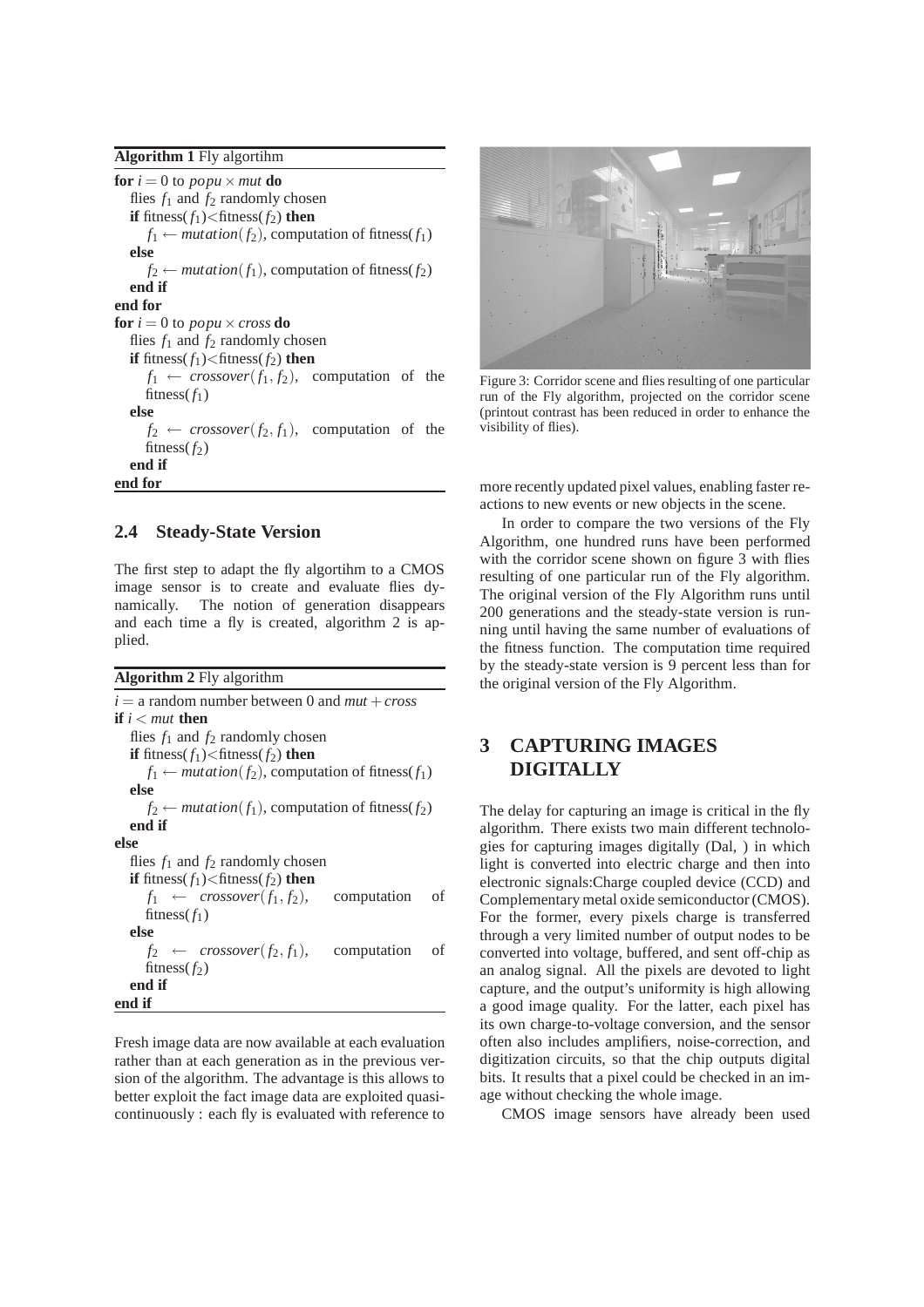**Algorithm 1** Fly algortihm

```
for i = 0 to popu × mut do
   flies f1 and f2 randomly chosen
   if fitness(f1)<fitness(f2) then
      f1 ← mutation(f2), computation of fitness(f1)
   else
      f2 ← mutation(f1), computation of fitness(f2)
   end if
end for
for i = 0 to popu × cross do
   flies f1 and f2 randomly chosen
   if fitness(f1)<fitness(f2) then
      f1 ← crossover(f1, f2), computation of the
      fitness(f1)
   else
      f2 ← crossover(f2, f1), computation of the
      fitness(f2)
   end if
end for
```

## 2.4 Steady-State Version

The first step to adapt the fly algortihm to a CMOS image sensor is to create and evaluate flies dynamically. The notion of generation disappears and each time a fly is created, algorithm 2 is applied.

**Algorithm 2** Fly algorithm

```
i = a random number between 0 and mut + cross
if i < mut then
   flies f1 and f2 randomly chosen
   if fitness(f1)<fitness(f2) then
      f1 ← mutation(f2), computation of fitness(f1)
   else
      f2 ← mutation(f1), computation of fitness(f2)
   end if
else
   flies f1 and f2 randomly chosen
   if fitness(f1)<fitness(f2) then
      f1 ← crossover(f1, f2), computation of
      fitness(f1)
   else
      f2 ← crossover(f2, f1), computation of
      fitness(f2)
   end if
end if
```

Fresh image data are now available at each evaluation rather than at each generation as in the previous version of the algorithm. The advantage is this allows to better exploit the fact image data are exploited quasi-continuously : each fly is evaluated with reference to more recently updated pixel values, enabling faster reactions to new events or new objects in the scene.

Figure 3: Corridor scene and flies resulting of one particular run of the Fly algorithm, projected on the corridor scene (printout contrast has been reduced in order to enhance the visibility of flies).

In order to compare the two versions of the Fly Algorithm, one hundred runs have been performed with the corridor scene shown on figure 3 with flies resulting of one particular run of the Fly algorithm. The original version of the Fly Algorithm runs until 200 generations and the steady-state version is running until having the same number of evaluations of the fitness function. The computation time required by the steady-state version is 9 percent less than for the original version of the Fly Algorithm.

# 3 CAPTURING IMAGES DIGITALLY

The delay for capturing an image is critical in the fly algorithm. There exists two main different technologies for capturing images digitally (Dal, ) in which light is converted into electric charge and then into electronic signals:Charge coupled device (CCD) and Complementary metal oxide semiconductor (CMOS). For the former, every pixels charge is transferred through a very limited number of output nodes to be converted into voltage, buffered, and sent off-chip as an analog signal. All the pixels are devoted to light capture, and the output's uniformity is high allowing a good image quality. For the latter, each pixel has its own charge-to-voltage conversion, and the sensor often also includes amplifiers, noise-correction, and digitization circuits, so that the chip outputs digital bits. It results that a pixel could be checked in an image without checking the whole image.

CMOS image sensors have already been used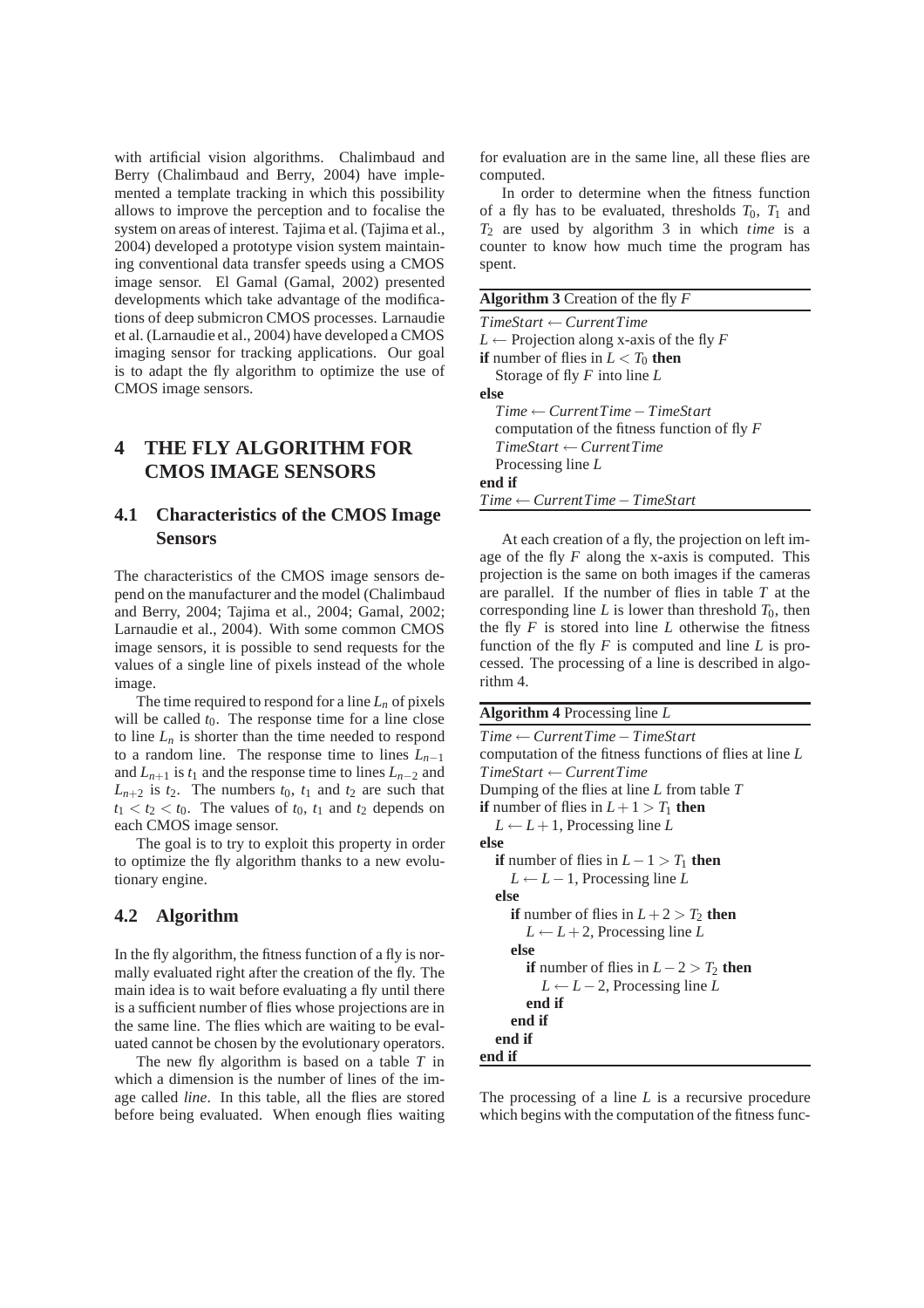with artificial vision algorithms. Chalimbaud and Berry (Chalimbaud and Berry, 2004) have implemented a template tracking in which this possibility allows to improve the perception and to focalise the system on areas of interest. Tajima et al. (Tajima et al., 2004) developed a prototype vision system maintaining conventional data transfer speeds using a CMOS image sensor. El Gamal (Gamal, 2002) presented developments which take advantage of the modifications of deep submicron CMOS processes. Larnaudie et al. (Larnaudie et al., 2004) have developed a CMOS imaging sensor for tracking applications. Our goal is to adapt the fly algorithm to optimize the use of CMOS image sensors.

# 4 THE FLY ALGORITHM FOR CMOS IMAGE SENSORS

## 4.1 Characteristics of the CMOS Image Sensors

The characteristics of the CMOS image sensors depend on the manufacturer and the model (Chalimbaud and Berry, 2004; Tajima et al., 2004; Gamal, 2002; Larnaudie et al., 2004). With some common CMOS image sensors, it is possible to send requests for the values of a single line of pixels instead of the whole image.

The time required to respond for a line $L_n$ of pixels will be called $t_0$. The response time for a line close to line $L_n$ is shorter than the time needed to respond to a random line. The response time to lines $L_{n-1}$ and $L_{n+1}$ is $t_1$ and the response time to lines $L_{n-2}$ and $L_{n+2}$ is $t_2$. The numbers $t_0$, $t_1$ and $t_2$ are such that $t_1 < t_2 < t_0$. The values of $t_0$, $t_1$ and $t_2$ depends on each CMOS image sensor.

The goal is to try to exploit this property in order to optimize the fly algorithm thanks to a new evolutionary engine.

## 4.2 Algorithm

In the fly algorithm, the fitness function of a fly is normally evaluated right after the creation of the fly. The main idea is to wait before evaluating a fly until there is a sufficient number of flies whose projections are in the same line. The flies which are waiting to be evaluated cannot be chosen by the evolutionary operators.

The new fly algorithm is based on a table $T$ in which a dimension is the number of lines of the image called *line*. In this table, all the flies are stored before being evaluated. When enough flies waiting for evaluation are in the same line, all these flies are computed.

In order to determine when the fitness function of a fly has to be evaluated, thresholds $T_0$, $T_1$ and $T_2$ are used by algorithm 3 in which *time* is a counter to know how much time the program has spent.

**Algorithm 3** Creation of the fly $F$

```
TimeStart ← CurrentTime
L ← Projection along x-axis of the fly F
if number of flies in L < T0 then
  Storage of fly F into line L
else
  Time ← CurrentTime − TimeStart
  computation of the fitness function of fly F
  TimeStart ← CurrentTime
  Processing line L
end if
Time ← CurrentTime − TimeStart
```

At each creation of a fly, the projection on left image of the fly $F$ along the x-axis is computed. This projection is the same on both images if the cameras are parallel. If the number of flies in table $T$ at the corresponding line $L$ is lower than threshold $T_0$, then the fly $F$ is stored into line $L$ otherwise the fitness function of the fly $F$ is computed and line $L$ is processed. The processing of a line is described in algorithm 4.

**Algorithm 4** Processing line $L$

```
Time ← CurrentTime − TimeStart
computation of the fitness functions of flies at line L
TimeStart ← CurrentTime
Dumping of the flies at line L from table T
if number of flies in L+1 > T1 then
  L ← L+1, Processing line L
else
  if number of flies in L−1 > T1 then
    L ← L−1, Processing line L
  else
    if number of flies in L+2 > T2 then
      L ← L+2, Processing line L
    else
      if number of flies in L−2 > T2 then
        L ← L−2, Processing line L
      end if
    end if
  end if
end if
```

The processing of a line $L$ is a recursive procedure which begins with the computation of the fitness func-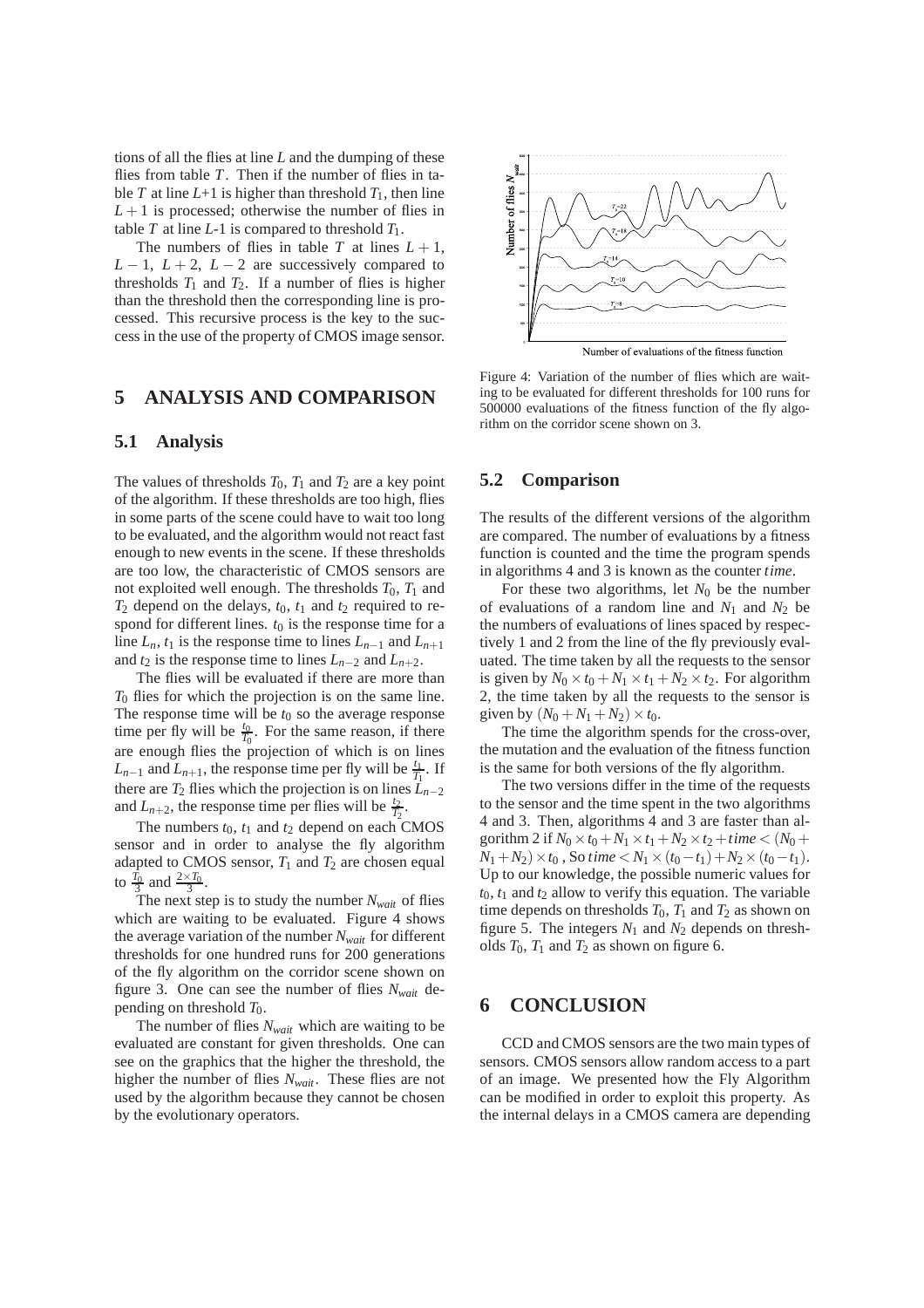tions of all the flies at line $L$ and the dumping of these flies from table $T$. Then if the number of flies in table $T$ at line $L$+1 is higher than threshold $T_1$, then line $L+1$ is processed; otherwise the number of flies in table $T$ at line $L$-1 is compared to threshold $T_1$.

The numbers of flies in table $T$ at lines $L+1$, $L-1$, $L+2$, $L-2$ are successively compared to thresholds $T_1$ and $T_2$. If a number of flies is higher than the threshold then the corresponding line is processed. This recursive process is the key to the success in the use of the property of CMOS image sensor.

## 5 ANALYSIS AND COMPARISON

### 5.1 Analysis

The values of thresholds $T_0$, $T_1$ and $T_2$ are a key point of the algorithm. If these thresholds are too high, flies in some parts of the scene could have to wait too long to be evaluated, and the algorithm would not react fast enough to new events in the scene. If these thresholds are too low, the characteristic of CMOS sensors are not exploited well enough. The thresholds $T_0$, $T_1$ and $T_2$ depend on the delays, $t_0$, $t_1$ and $t_2$ required to respond for different lines. $t_0$ is the response time for a line $L_n$, $t_1$ is the response time to lines $L_{n-1}$ and $L_{n+1}$ and $t_2$ is the response time to lines $L_{n-2}$ and $L_{n+2}$.

The flies will be evaluated if there are more than $T_0$ flies for which the projection is on the same line. The response time will be $t_0$ so the average response time per fly will be $\frac{t_0}{T_0}$. For the same reason, if there are enough flies the projection of which is on lines $L_{n-1}$ and $L_{n+1}$, the response time per fly will be $\frac{t_1}{T_1}$. If there are $T_2$ flies which the projection is on lines $L_{n-2}$ and $L_{n+2}$, the response time per flies will be $\frac{t_2}{T_2}$.

The numbers $t_0$, $t_1$ and $t_2$ depend on each CMOS sensor and in order to analyse the fly algorithm adapted to CMOS sensor, $T_1$ and $T_2$ are chosen equal to $\frac{T_0}{3}$ and $\frac{2\times T_0}{3}$.

The next step is to study the number $N_{wait}$ of flies which are waiting to be evaluated. Figure 4 shows the average variation of the number $N_{wait}$ for different thresholds for one hundred runs for 200 generations of the fly algorithm on the corridor scene shown on figure 3. One can see the number of flies $N_{wait}$ depending on threshold $T_0$.

The number of flies $N_{wait}$ which are waiting to be evaluated are constant for given thresholds. One can see on the graphics that the higher the threshold, the higher the number of flies $N_{wait}$. These flies are not used by the algorithm because they cannot be chosen by the evolutionary operators.

Figure 4: Variation of the number of flies which are waiting to be evaluated for different thresholds for 100 runs for 500000 evaluations of the fitness function of the fly algorithm on the corridor scene shown on 3.

### 5.2 Comparison

The results of the different versions of the algorithm are compared. The number of evaluations by a fitness function is counted and the time the program spends in algorithms 4 and 3 is known as the counter *time*.

For these two algorithms, let $N_0$ be the number of evaluations of a random line and $N_1$ and $N_2$ be the numbers of evaluations of lines spaced by respectively 1 and 2 from the line of the fly previously evaluated. The time taken by all the requests to the sensor is given by $N_0 \times t_0 + N_1 \times t_1 + N_2 \times t_2$. For algorithm 2, the time taken by all the requests to the sensor is given by $(N_0 + N_1 + N_2) \times t_0$.

The time the algorithm spends for the cross-over, the mutation and the evaluation of the fitness function is the same for both versions of the fly algorithm.

The two versions differ in the time of the requests to the sensor and the time spent in the two algorithms 4 and 3. Then, algorithms 4 and 3 are faster than algorithm 2 if $N_0 \times t_0 + N_1 \times t_1 + N_2 \times t_2 + time < (N_0 + N_1 + N_2) \times t_0$ , So $time < N_1 \times (t_0 - t_1) + N_2 \times (t_0 - t_1)$. Up to our knowledge, the possible numeric values for $t_0$, $t_1$ and $t_2$ allow to verify this equation. The variable time depends on thresholds $T_0$, $T_1$ and $T_2$ as shown on figure 5. The integers $N_1$ and $N_2$ depends on thresholds $T_0$, $T_1$ and $T_2$ as shown on figure 6.

## 6 CONCLUSION

CCD and CMOS sensors are the two main types of sensors. CMOS sensors allow random access to a part of an image. We presented how the Fly Algorithm can be modified in order to exploit this property. As the internal delays in a CMOS camera are depending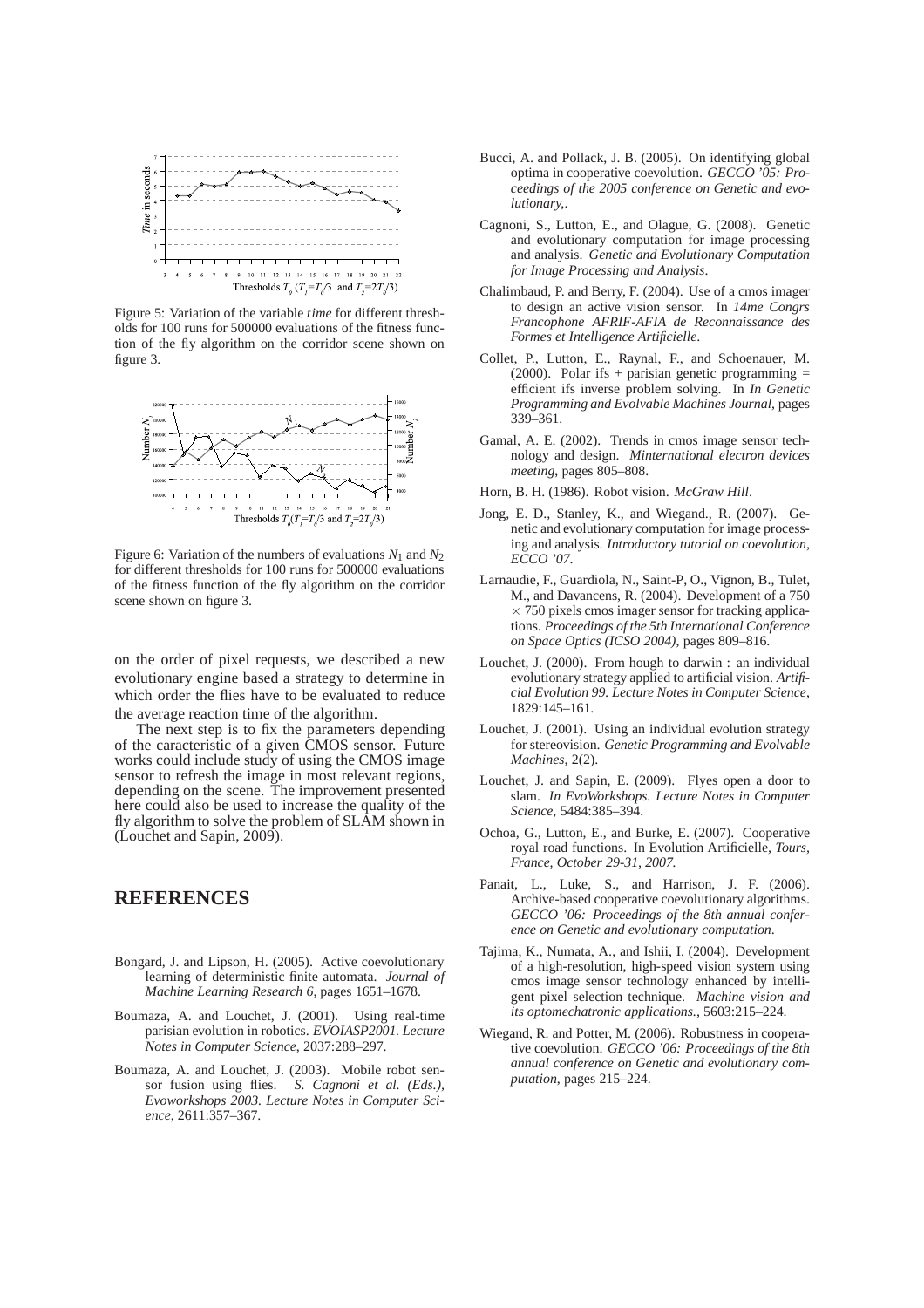7
6
5
4
3
2
1
0

*Time* in seconds

3 4 5 6 7 8 9 10 11 12 13 14 15 16 17 18 19 20 21 22

Thresholds $T_0$ ($T_1$=$T_0$/3 and $T_2$=2$T_0$/3)

Figure 5: Variation of the variable *time* for different thresholds for 100 runs for 500000 evaluations of the fitness function of the fly algorithm on the corridor scene shown on figure 3.

220000
200000
180000
160000
140000
120000
100000

16000
14000
12000
10000
8000
6000
4000

Number $N_1$

Number $N_2$

$N_1$

$N_2$

4 5 6 7 8 9 10 11 12 13 14 15 16 17 18 19 20 21

Thresholds $T_0$($T_1$=$T_0$/3 and $T_2$=2$T_0$/3)

Figure 6: Variation of the numbers of evaluations $N_1$ and $N_2$ for different thresholds for 100 runs for 500000 evaluations of the fitness function of the fly algorithm on the corridor scene shown on figure 3.

on the order of pixel requests, we described a new evolutionary engine based a strategy to determine in which order the flies have to be evaluated to reduce the average reaction time of the algorithm.

The next step is to fix the parameters depending of the caracteristic of a given CMOS sensor. Future works could include study of using the CMOS image sensor to refresh the image in most relevant regions, depending on the scene. The improvement presented here could also be used to increase the quality of the fly algorithm to solve the problem of SLAM shown in (Louchet and Sapin, 2009).

## REFERENCES

Bongard, J. and Lipson, H. (2005). Active coevolutionary learning of deterministic finite automata. *Journal of Machine Learning Research 6*, pages 1651–1678.

Boumaza, A. and Louchet, J. (2001). Using real-time parisian evolution in robotics. *EVOIASP2001. Lecture Notes in Computer Science*, 2037:288–297.

Boumaza, A. and Louchet, J. (2003). Mobile robot sensor fusion using flies. *S. Cagnoni et al. (Eds.), Evoworkshops 2003. Lecture Notes in Computer Science*, 2611:357–367.

Bucci, A. and Pollack, J. B. (2005). On identifying global optima in cooperative coevolution. *GECCO '05: Proceedings of the 2005 conference on Genetic and evolutionary,*.

Cagnoni, S., Lutton, E., and Olague, G. (2008). Genetic and evolutionary computation for image processing and analysis. *Genetic and Evolutionary Computation for Image Processing and Analysis*.

Chalimbaud, P. and Berry, F. (2004). Use of a cmos imager to design an active vision sensor. In *14me Congrs Francophone AFRIF-AFIA de Reconnaissance des Formes et Intelligence Artificielle*.

Collet, P., Lutton, E., Raynal, F., and Schoenauer, M. (2000). Polar ifs + parisian genetic programming = efficient ifs inverse problem solving. In *In Genetic Programming and Evolvable Machines Journal*, pages 339–361.

Gamal, A. E. (2002). Trends in cmos image sensor technology and design. *Minternational electron devices meeting*, pages 805–808.

Horn, B. H. (1986). Robot vision. *McGraw Hill*.

Jong, E. D., Stanley, K., and Wiegand., R. (2007). Genetic and evolutionary computation for image processing and analysis. *Introductory tutorial on coevolution, ECCO '07*.

Larnaudie, F., Guardiola, N., Saint-P, O., Vignon, B., Tulet, M., and Davancens, R. (2004). Development of a 750 $\times$ 750 pixels cmos imager sensor for tracking applications. *Proceedings of the 5th International Conference on Space Optics (ICSO 2004)*, pages 809–816.

Louchet, J. (2000). From hough to darwin : an individual evolutionary strategy applied to artificial vision. *Artificial Evolution 99. Lecture Notes in Computer Science*, 1829:145–161.

Louchet, J. (2001). Using an individual evolution strategy for stereovision. *Genetic Programming and Evolvable Machines*, 2(2).

Louchet, J. and Sapin, E. (2009). Flyes open a door to slam. *In EvoWorkshops. Lecture Notes in Computer Science*, 5484:385–394.

Ochoa, G., Lutton, E., and Burke, E. (2007). Cooperative royal road functions. In Evolution Artificielle, *Tours, France, October 29-31, 2007*.

Panait, L., Luke, S., and Harrison, J. F. (2006). Archive-based cooperative coevolutionary algorithms. *GECCO '06: Proceedings of the 8th annual conference on Genetic and evolutionary computation*.

Tajima, K., Numata, A., and Ishii, I. (2004). Development of a high-resolution, high-speed vision system using cmos image sensor technology enhanced by intelligent pixel selection technique. *Machine vision and its optomechatronic applications.*, 5603:215–224.

Wiegand, R. and Potter, M. (2006). Robustness in cooperative coevolution. *GECCO '06: Proceedings of the 8th annual conference on Genetic and evolutionary computation*, pages 215–224.